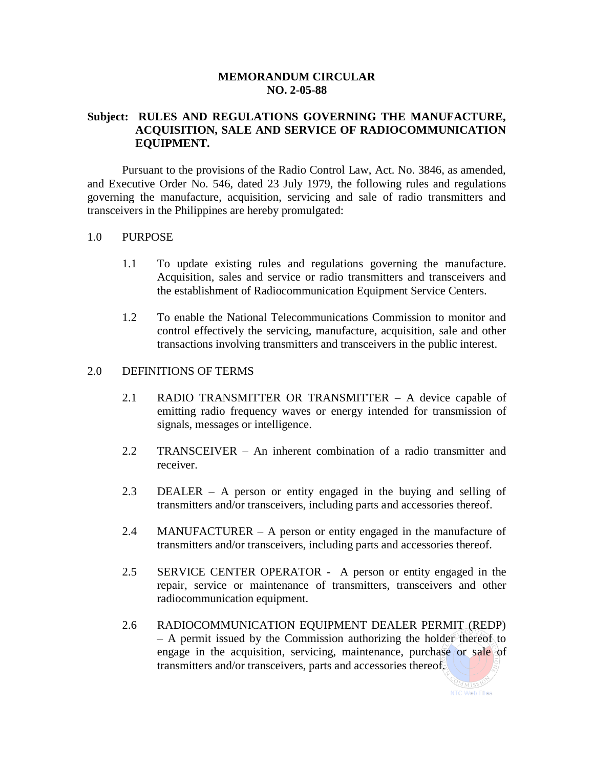# MEMORANDUM CIRCULAR
# NO. 2-05-88

**Subject: RULES AND REGULATIONS GOVERNING THE MANUFACTURE, ACQUISITION, SALE AND SERVICE OF RADIOCOMMUNICATION EQUIPMENT.**

Pursuant to the provisions of the Radio Control Law, Act. No. 3846, as amended, and Executive Order No. 546, dated 23 July 1979, the following rules and regulations governing the manufacture, acquisition, servicing and sale of radio transmitters and transceivers in the Philippines are hereby promulgated:

## 1.0 PURPOSE

1.1 To update existing rules and regulations governing the manufacture. Acquisition, sales and service or radio transmitters and transceivers and the establishment of Radiocommunication Equipment Service Centers.

1.2 To enable the National Telecommunications Commission to monitor and control effectively the servicing, manufacture, acquisition, sale and other transactions involving transmitters and transceivers in the public interest.

## 2.0 DEFINITIONS OF TERMS

2.1 RADIO TRANSMITTER OR TRANSMITTER – A device capable of emitting radio frequency waves or energy intended for transmission of signals, messages or intelligence.

2.2 TRANSCEIVER – An inherent combination of a radio transmitter and receiver.

2.3 DEALER – A person or entity engaged in the buying and selling of transmitters and/or transceivers, including parts and accessories thereof.

2.4 MANUFACTURER – A person or entity engaged in the manufacture of transmitters and/or transceivers, including parts and accessories thereof.

2.5 SERVICE CENTER OPERATOR - A person or entity engaged in the repair, service or maintenance of transmitters, transceivers and other radiocommunication equipment.

2.6 RADIOCOMMUNICATION EQUIPMENT DEALER PERMIT (REDP) – A permit issued by the Commission authorizing the holder thereof to engage in the acquisition, servicing, maintenance, purchase or sale of transmitters and/or transceivers, parts and accessories thereof.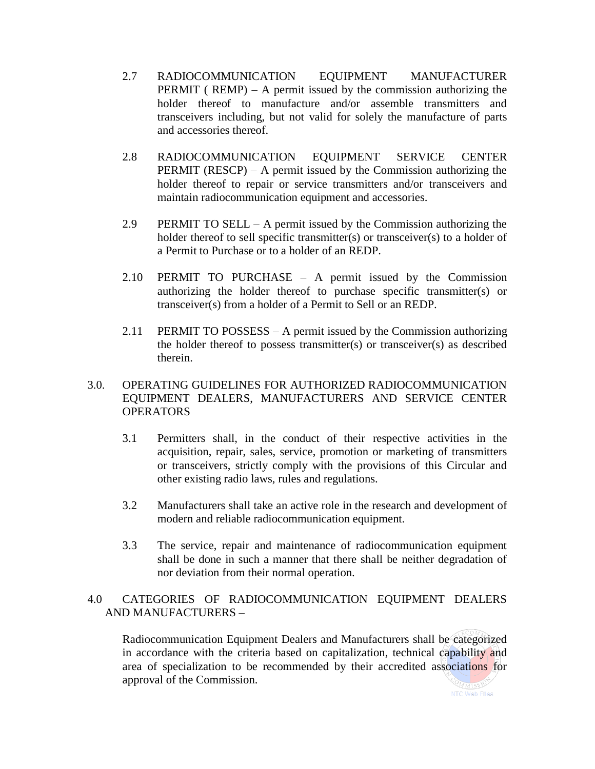2.7 RADIOCOMMUNICATION EQUIPMENT MANUFACTURER PERMIT ( REMP) – A permit issued by the commission authorizing the holder thereof to manufacture and/or assemble transmitters and transceivers including, but not valid for solely the manufacture of parts and accessories thereof.

2.8 RADIOCOMMUNICATION EQUIPMENT SERVICE CENTER PERMIT (RESCP) – A permit issued by the Commission authorizing the holder thereof to repair or service transmitters and/or transceivers and maintain radiocommunication equipment and accessories.

2.9 PERMIT TO SELL – A permit issued by the Commission authorizing the holder thereof to sell specific transmitter(s) or transceiver(s) to a holder of a Permit to Purchase or to a holder of an REDP.

2.10 PERMIT TO PURCHASE – A permit issued by the Commission authorizing the holder thereof to purchase specific transmitter(s) or transceiver(s) from a holder of a Permit to Sell or an REDP.

2.11 PERMIT TO POSSESS – A permit issued by the Commission authorizing the holder thereof to possess transmitter(s) or transceiver(s) as described therein.

## 3.0. OPERATING GUIDELINES FOR AUTHORIZED RADIOCOMMUNICATION EQUIPMENT DEALERS, MANUFACTURERS AND SERVICE CENTER OPERATORS

3.1 Permitters shall, in the conduct of their respective activities in the acquisition, repair, sales, service, promotion or marketing of transmitters or transceivers, strictly comply with the provisions of this Circular and other existing radio laws, rules and regulations.

3.2 Manufacturers shall take an active role in the research and development of modern and reliable radiocommunication equipment.

3.3 The service, repair and maintenance of radiocommunication equipment shall be done in such a manner that there shall be neither degradation of nor deviation from their normal operation.

## 4.0 CATEGORIES OF RADIOCOMMUNICATION EQUIPMENT DEALERS AND MANUFACTURERS –

Radiocommunication Equipment Dealers and Manufacturers shall be categorized in accordance with the criteria based on capitalization, technical capability and area of specialization to be recommended by their accredited associations for approval of the Commission.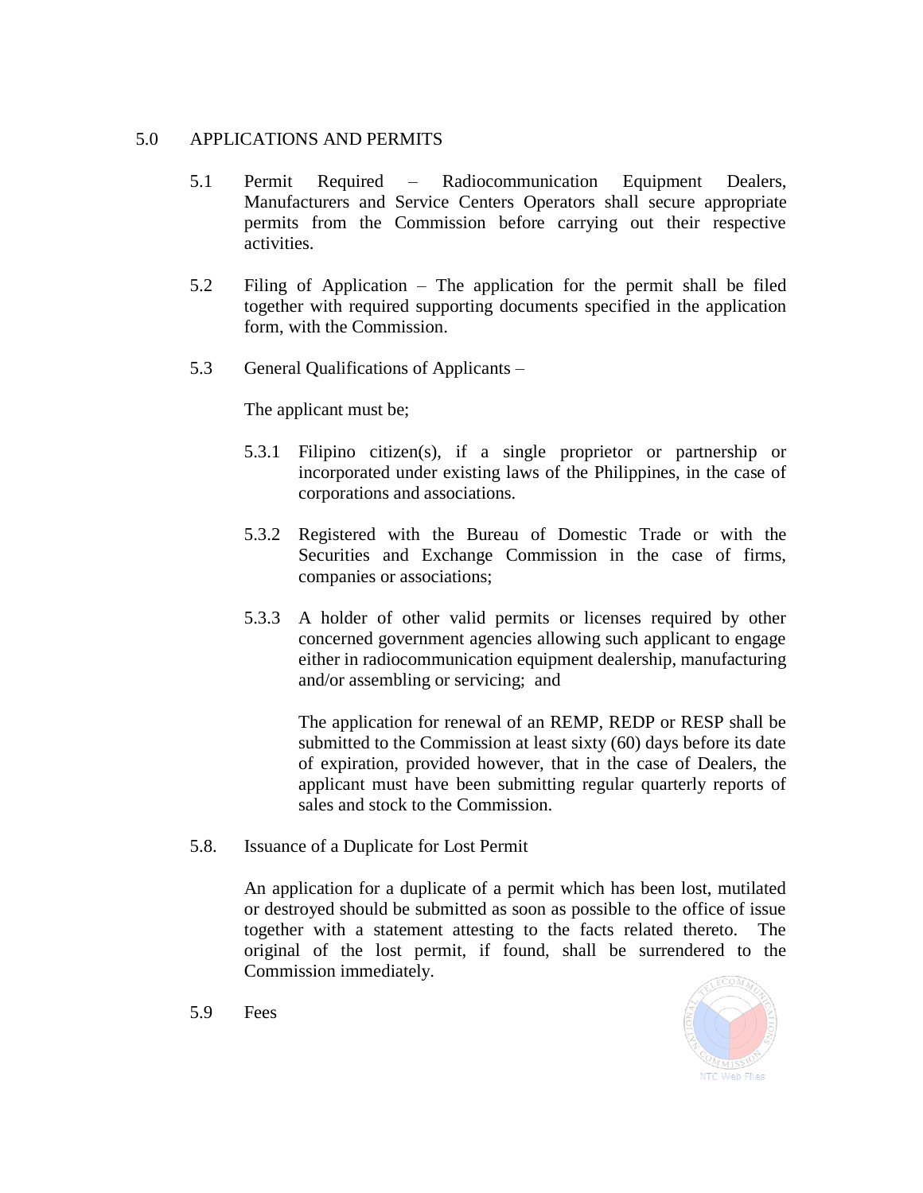## 5.0 APPLICATIONS AND PERMITS

5.1 Permit Required – Radiocommunication Equipment Dealers, Manufacturers and Service Centers Operators shall secure appropriate permits from the Commission before carrying out their respective activities.

5.2 Filing of Application – The application for the permit shall be filed together with required supporting documents specified in the application form, with the Commission.

5.3 General Qualifications of Applicants –

The applicant must be;

5.3.1 Filipino citizen(s), if a single proprietor or partnership or incorporated under existing laws of the Philippines, in the case of corporations and associations.

5.3.2 Registered with the Bureau of Domestic Trade or with the Securities and Exchange Commission in the case of firms, companies or associations;

5.3.3 A holder of other valid permits or licenses required by other concerned government agencies allowing such applicant to engage either in radiocommunication equipment dealership, manufacturing and/or assembling or servicing; and

The application for renewal of an REMP, REDP or RESP shall be submitted to the Commission at least sixty (60) days before its date of expiration, provided however, that in the case of Dealers, the applicant must have been submitting regular quarterly reports of sales and stock to the Commission.

5.8. Issuance of a Duplicate for Lost Permit

An application for a duplicate of a permit which has been lost, mutilated or destroyed should be submitted as soon as possible to the office of issue together with a statement attesting to the facts related thereto. The original of the lost permit, if found, shall be surrendered to the Commission immediately.

5.9 Fees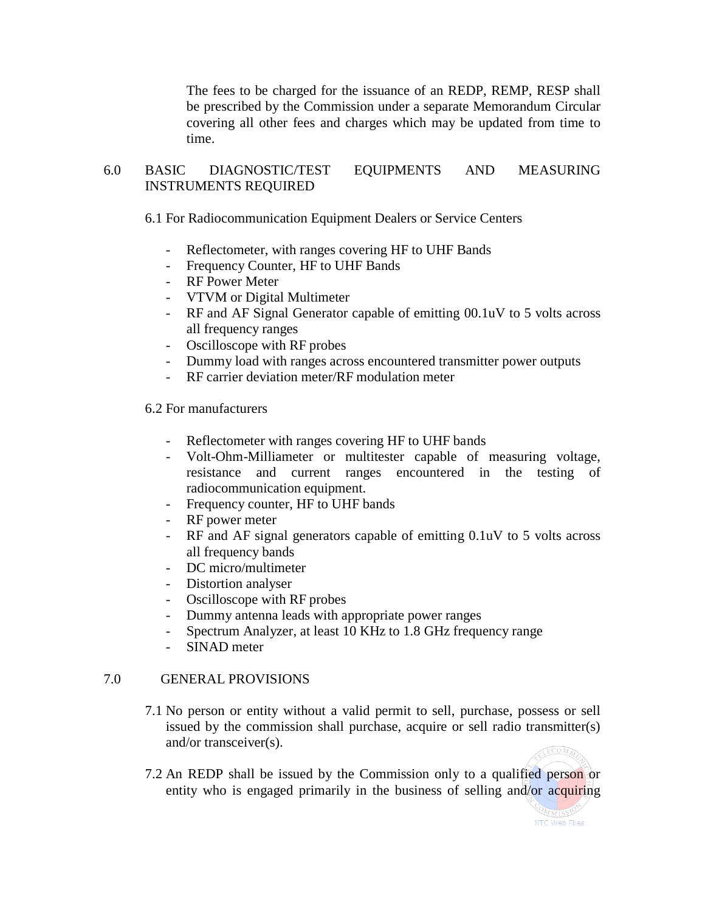The fees to be charged for the issuance of an REDP, REMP, RESP shall be prescribed by the Commission under a separate Memorandum Circular covering all other fees and charges which may be updated from time to time.

6.0 BASIC DIAGNOSTIC/TEST EQUIPMENTS AND MEASURING INSTRUMENTS REQUIRED

6.1 For Radiocommunication Equipment Dealers or Service Centers

- Reflectometer, with ranges covering HF to UHF Bands
- Frequency Counter, HF to UHF Bands
- RF Power Meter
- VTVM or Digital Multimeter
- RF and AF Signal Generator capable of emitting 00.1uV to 5 volts across all frequency ranges
- Oscilloscope with RF probes
- Dummy load with ranges across encountered transmitter power outputs
- RF carrier deviation meter/RF modulation meter

6.2 For manufacturers

- Reflectometer with ranges covering HF to UHF bands
- Volt-Ohm-Milliameter or multitester capable of measuring voltage, resistance and current ranges encountered in the testing of radiocommunication equipment.
- Frequency counter, HF to UHF bands
- RF power meter
- RF and AF signal generators capable of emitting 0.1uV to 5 volts across all frequency bands
- DC micro/multimeter
- Distortion analyser
- Oscilloscope with RF probes
- Dummy antenna leads with appropriate power ranges
- Spectrum Analyzer, at least 10 KHz to 1.8 GHz frequency range
- SINAD meter

7.0 GENERAL PROVISIONS

7.1 No person or entity without a valid permit to sell, purchase, possess or sell issued by the commission shall purchase, acquire or sell radio transmitter(s) and/or transceiver(s).

7.2 An REDP shall be issued by the Commission only to a qualified person or entity who is engaged primarily in the business of selling and/or acquiring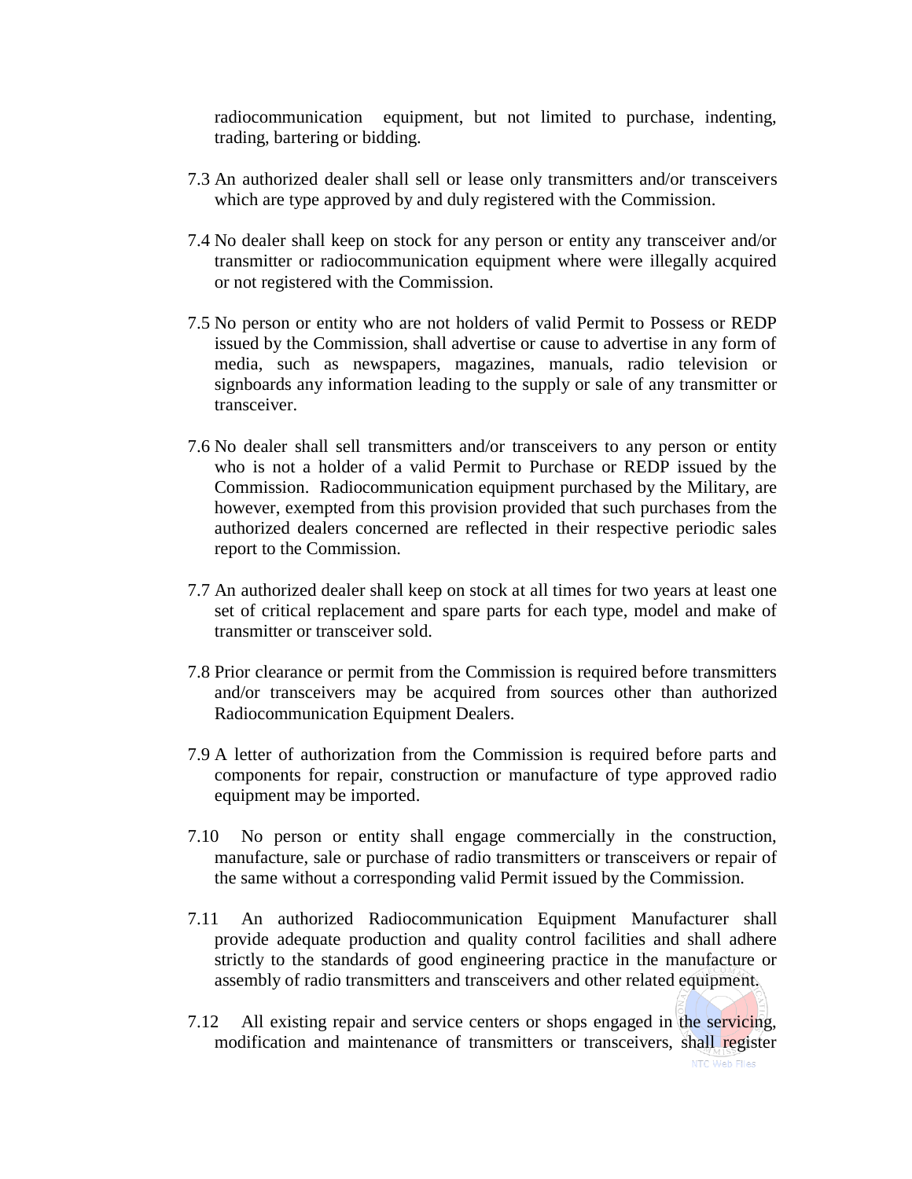radiocommunication equipment, but not limited to purchase, indenting, trading, bartering or bidding.

7.3 An authorized dealer shall sell or lease only transmitters and/or transceivers which are type approved by and duly registered with the Commission.

7.4 No dealer shall keep on stock for any person or entity any transceiver and/or transmitter or radiocommunication equipment where were illegally acquired or not registered with the Commission.

7.5 No person or entity who are not holders of valid Permit to Possess or REDP issued by the Commission, shall advertise or cause to advertise in any form of media, such as newspapers, magazines, manuals, radio television or signboards any information leading to the supply or sale of any transmitter or transceiver.

7.6 No dealer shall sell transmitters and/or transceivers to any person or entity who is not a holder of a valid Permit to Purchase or REDP issued by the Commission. Radiocommunication equipment purchased by the Military, are however, exempted from this provision provided that such purchases from the authorized dealers concerned are reflected in their respective periodic sales report to the Commission.

7.7 An authorized dealer shall keep on stock at all times for two years at least one set of critical replacement and spare parts for each type, model and make of transmitter or transceiver sold.

7.8 Prior clearance or permit from the Commission is required before transmitters and/or transceivers may be acquired from sources other than authorized Radiocommunication Equipment Dealers.

7.9 A letter of authorization from the Commission is required before parts and components for repair, construction or manufacture of type approved radio equipment may be imported.

7.10 No person or entity shall engage commercially in the construction, manufacture, sale or purchase of radio transmitters or transceivers or repair of the same without a corresponding valid Permit issued by the Commission.

7.11 An authorized Radiocommunication Equipment Manufacturer shall provide adequate production and quality control facilities and shall adhere strictly to the standards of good engineering practice in the manufacture or assembly of radio transmitters and transceivers and other related equipment.

7.12 All existing repair and service centers or shops engaged in the servicing, modification and maintenance of transmitters or transceivers, shall register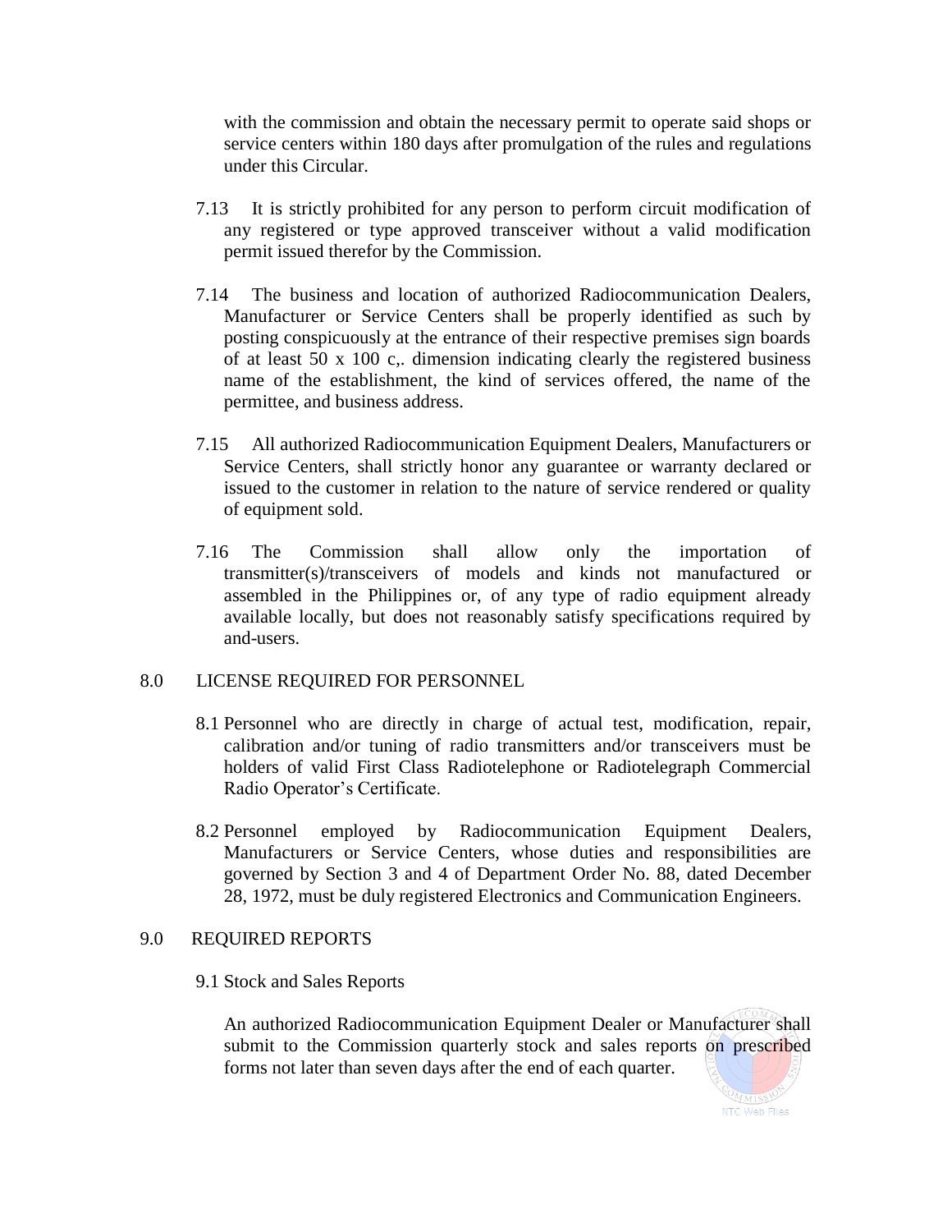with the commission and obtain the necessary permit to operate said shops or service centers within 180 days after promulgation of the rules and regulations under this Circular.

7.13 It is strictly prohibited for any person to perform circuit modification of any registered or type approved transceiver without a valid modification permit issued therefor by the Commission.

7.14 The business and location of authorized Radiocommunication Dealers, Manufacturer or Service Centers shall be properly identified as such by posting conspicuously at the entrance of their respective premises sign boards of at least 50 x 100 c,. dimension indicating clearly the registered business name of the establishment, the kind of services offered, the name of the permittee, and business address.

7.15 All authorized Radiocommunication Equipment Dealers, Manufacturers or Service Centers, shall strictly honor any guarantee or warranty declared or issued to the customer in relation to the nature of service rendered or quality of equipment sold.

7.16 The Commission shall allow only the importation of transmitter(s)/transceivers of models and kinds not manufactured or assembled in the Philippines or, of any type of radio equipment already available locally, but does not reasonably satisfy specifications required by and-users.

## 8.0 LICENSE REQUIRED FOR PERSONNEL

8.1 Personnel who are directly in charge of actual test, modification, repair, calibration and/or tuning of radio transmitters and/or transceivers must be holders of valid First Class Radiotelephone or Radiotelegraph Commercial Radio Operator's Certificate.

8.2 Personnel employed by Radiocommunication Equipment Dealers, Manufacturers or Service Centers, whose duties and responsibilities are governed by Section 3 and 4 of Department Order No. 88, dated December 28, 1972, must be duly registered Electronics and Communication Engineers.

## 9.0 REQUIRED REPORTS

9.1 Stock and Sales Reports

An authorized Radiocommunication Equipment Dealer or Manufacturer shall submit to the Commission quarterly stock and sales reports on prescribed forms not later than seven days after the end of each quarter.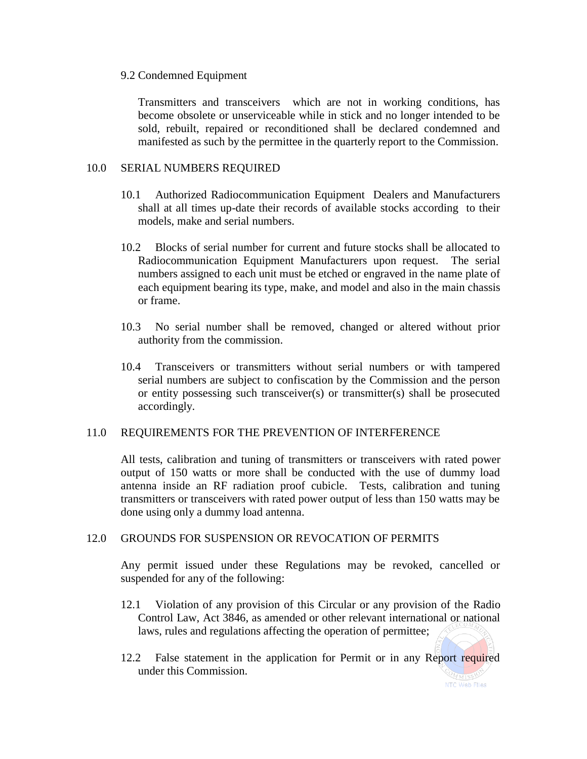9.2 Condemned Equipment

Transmitters and transceivers which are not in working conditions, has become obsolete or unserviceable while in stick and no longer intended to be sold, rebuilt, repaired or reconditioned shall be declared condemned and manifested as such by the permittee in the quarterly report to the Commission.

## 10.0 SERIAL NUMBERS REQUIRED

10.1 Authorized Radiocommunication Equipment Dealers and Manufacturers shall at all times up-date their records of available stocks according to their models, make and serial numbers.

10.2 Blocks of serial number for current and future stocks shall be allocated to Radiocommunication Equipment Manufacturers upon request. The serial numbers assigned to each unit must be etched or engraved in the name plate of each equipment bearing its type, make, and model and also in the main chassis or frame.

10.3 No serial number shall be removed, changed or altered without prior authority from the commission.

10.4 Transceivers or transmitters without serial numbers or with tampered serial numbers are subject to confiscation by the Commission and the person or entity possessing such transceiver(s) or transmitter(s) shall be prosecuted accordingly.

## 11.0 REQUIREMENTS FOR THE PREVENTION OF INTERFERENCE

All tests, calibration and tuning of transmitters or transceivers with rated power output of 150 watts or more shall be conducted with the use of dummy load antenna inside an RF radiation proof cubicle. Tests, calibration and tuning transmitters or transceivers with rated power output of less than 150 watts may be done using only a dummy load antenna.

## 12.0 GROUNDS FOR SUSPENSION OR REVOCATION OF PERMITS

Any permit issued under these Regulations may be revoked, cancelled or suspended for any of the following:

12.1 Violation of any provision of this Circular or any provision of the Radio Control Law, Act 3846, as amended or other relevant international or national laws, rules and regulations affecting the operation of permittee;

12.2 False statement in the application for Permit or in any Report required under this Commission.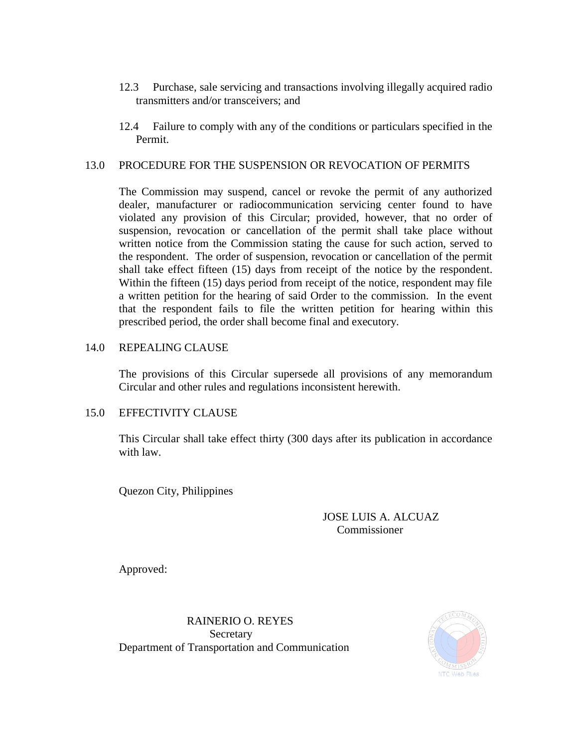12.3 Purchase, sale servicing and transactions involving illegally acquired radio transmitters and/or transceivers; and

12.4 Failure to comply with any of the conditions or particulars specified in the Permit.

## 13.0 PROCEDURE FOR THE SUSPENSION OR REVOCATION OF PERMITS

The Commission may suspend, cancel or revoke the permit of any authorized dealer, manufacturer or radiocommunication servicing center found to have violated any provision of this Circular; provided, however, that no order of suspension, revocation or cancellation of the permit shall take place without written notice from the Commission stating the cause for such action, served to the respondent. The order of suspension, revocation or cancellation of the permit shall take effect fifteen (15) days from receipt of the notice by the respondent. Within the fifteen (15) days period from receipt of the notice, respondent may file a written petition for the hearing of said Order to the commission. In the event that the respondent fails to file the written petition for hearing within this prescribed period, the order shall become final and executory.

## 14.0 REPEALING CLAUSE

The provisions of this Circular supersede all provisions of any memorandum Circular and other rules and regulations inconsistent herewith.

## 15.0 EFFECTIVITY CLAUSE

This Circular shall take effect thirty (300 days after its publication in accordance with law.

Quezon City, Philippines

JOSE LUIS A. ALCUAZ
Commissioner

Approved:

RAINERIO O. REYES
Secretary
Department of Transportation and Communication